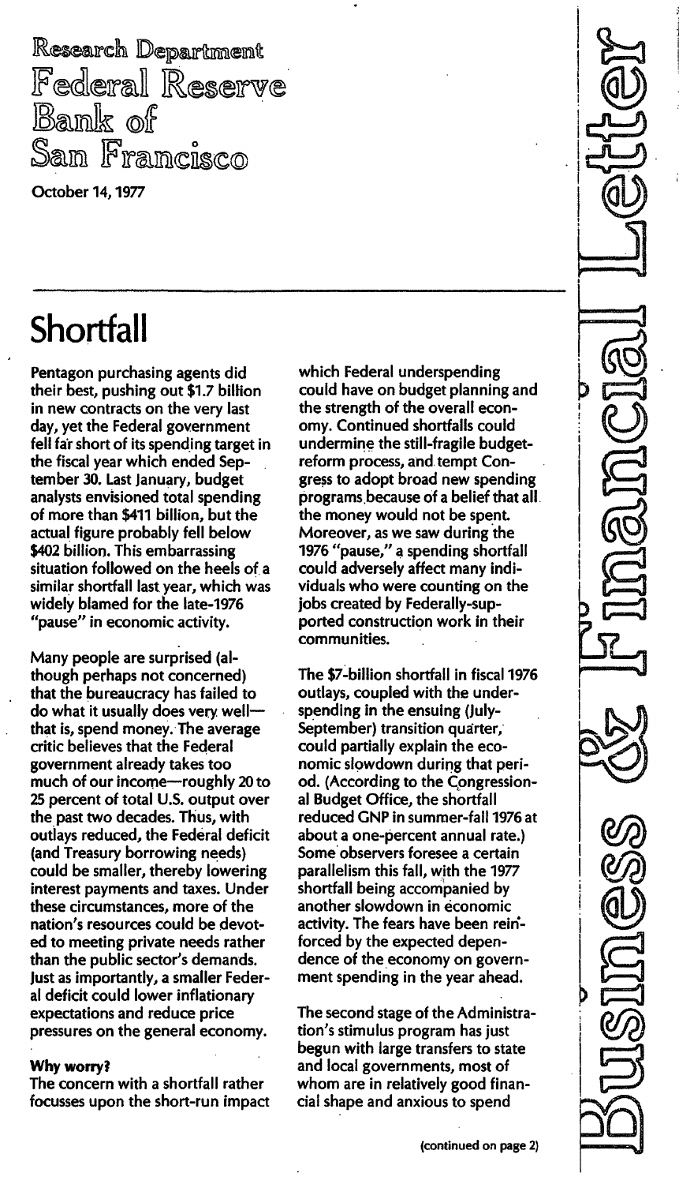Research Department
Federal Reserve Bank of San Francisco

October 14, 1977

Business & Financial Letter

# Shortfall

Pentagon purchasing agents did their best, pushing out $1.7 billion in new contracts on the very last day, yet the Federal government fell far short of its spending target in the fiscal year which ended September 30. Last January, budget analysts envisioned total spending of more than $411 billion, but the actual figure probably fell below $402 billion. This embarrassing situation followed on the heels of a similar shortfall last year, which was widely blamed for the late-1976 "pause" in economic activity.

Many people are surprised (although perhaps not concerned) that the bureaucracy has failed to do what it usually does very well—that is, spend money. The average critic believes that the Federal government already takes too much of our income—roughly 20 to 25 percent of total U.S. output over the past two decades. Thus, with outlays reduced, the Federal deficit (and Treasury borrowing needs) could be smaller, thereby lowering interest payments and taxes. Under these circumstances, more of the nation's resources could be devoted to meeting private needs rather than the public sector's demands. Just as importantly, a smaller Federal deficit could lower inflationary expectations and reduce price pressures on the general economy.

### Why worry?

The concern with a shortfall rather focusses upon the short-run impact which Federal underspending could have on budget planning and the strength of the overall economy. Continued shortfalls could undermine the still-fragile budget-reform process, and tempt Congress to adopt broad new spending programs because of a belief that all the money would not be spent. Moreover, as we saw during the 1976 "pause," a spending shortfall could adversely affect many individuals who were counting on the jobs created by Federally-supported construction work in their communities.

The $7-billion shortfall in fiscal 1976 outlays, coupled with the underspending in the ensuing (July-September) transition quarter, could partially explain the economic slowdown during that period. (According to the Congressional Budget Office, the shortfall reduced GNP in summer-fall 1976 at about a one-percent annual rate.) Some observers foresee a certain parallelism this fall, with the 1977 shortfall being accompanied by another slowdown in economic activity. The fears have been reinforced by the expected dependence of the economy on government spending in the year ahead.

The second stage of the Administration's stimulus program has just begun with large transfers to state and local governments, most of whom are in relatively good financial shape and anxious to spend

(continued on page 2)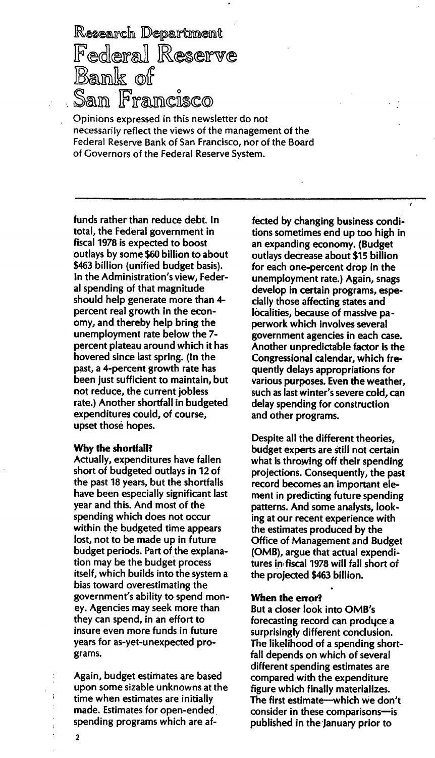# Research Department Federal Reserve Bank of San Francisco

Opinions expressed in this newsletter do not necessarily reflect the views of the management of the Federal Reserve Bank of San Francisco, nor of the Board of Governors of the Federal Reserve System.

funds rather than reduce debt. In total, the Federal government in fiscal 1978 is expected to boost outlays by some $60 billion to about $463 billion (unified budget basis). In the Administration's view, Federal spending of that magnitude should help generate more than 4-percent real growth in the economy, and thereby help bring the unemployment rate below the 7-percent plateau around which it has hovered since last spring. (In the past, a 4-percent growth rate has been just sufficient to maintain, but not reduce, the current jobless rate.) Another shortfall in budgeted expenditures could, of course, upset those hopes.

**Why the shortfall?**

Actually, expenditures have fallen short of budgeted outlays in 12 of the past 18 years, but the shortfalls have been especially significant last year and this. And most of the spending which does not occur within the budgeted time appears lost, not to be made up in future budget periods. Part of the explanation may be the budget process itself, which builds into the system a bias toward overestimating the government's ability to spend money. Agencies may seek more than they can spend, in an effort to insure even more funds in future years for as-yet-unexpected programs.

Again, budget estimates are based upon some sizable unknowns at the time when estimates are initially made. Estimates for open-ended spending programs which are affected by changing business conditions sometimes end up too high in an expanding economy. (Budget outlays decrease about $15 billion for each one-percent drop in the unemployment rate.) Again, snags develop in certain programs, especially those affecting states and localities, because of massive paperwork which involves several government agencies in each case. Another unpredictable factor is the Congressional calendar, which frequently delays appropriations for various purposes. Even the weather, such as last winter's severe cold, can delay spending for construction and other programs.

Despite all the different theories, budget experts are still not certain what is throwing off their spending projections. Consequently, the past record becomes an important element in predicting future spending patterns. And some analysts, looking at our recent experience with the estimates produced by the Office of Management and Budget (OMB), argue that actual expenditures in fiscal 1978 will fall short of the projected $463 billion.

**When the error?**

But a closer look into OMB's forecasting record can produce a surprisingly different conclusion. The likelihood of a spending shortfall depends on which of several different spending estimates are compared with the expenditure figure which finally materializes. The first estimate—which we don't consider in these comparisons—is published in the January prior to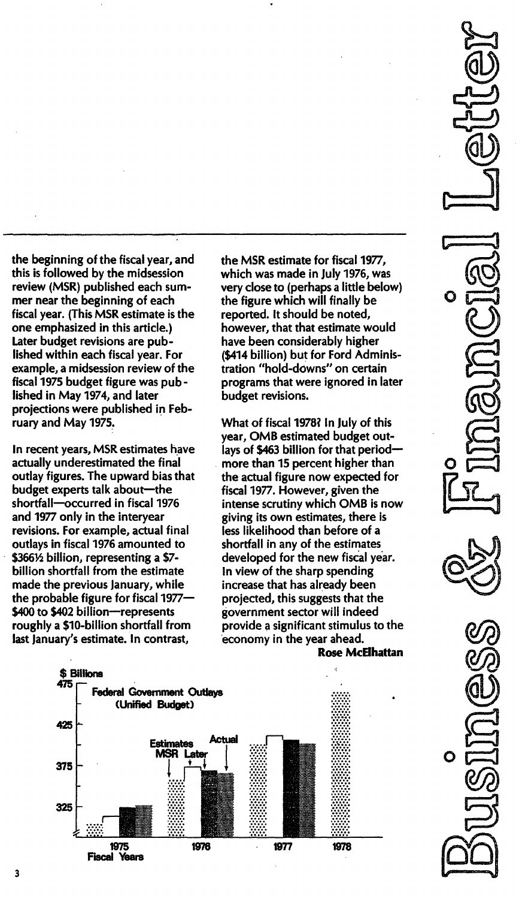the beginning of the fiscal year, and this is followed by the midsession review (MSR) published each summer near the beginning of each fiscal year. (This MSR estimate is the one emphasized in this article.) Later budget revisions are published within each fiscal year. For example, a midsession review of the fiscal 1975 budget figure was published in May 1974, and later projections were published in February and May 1975.

In recent years, MSR estimates have actually underestimated the final outlay figures. The upward bias that budget experts talk about—the shortfall—occurred in fiscal 1976 and 1977 only in the interyear revisions. For example, actual final outlays in fiscal 1976 amounted to $366½ billion, representing a $7-billion shortfall from the estimate made the previous January, while the probable figure for fiscal 1977—$400 to $402 billion—represents roughly a $10-billion shortfall from last January's estimate. In contrast, the MSR estimate for fiscal 1977, which was made in July 1976, was very close to (perhaps a little below) the figure which will finally be reported. It should be noted, however, that that estimate would have been considerably higher ($414 billion) but for Ford Administration "hold-downs" on certain programs that were ignored in later budget revisions.

What of fiscal 1978? In July of this year, OMB estimated budget outlays of $463 billion for that period—more than 15 percent higher than the actual figure now expected for fiscal 1977. However, given the intense scrutiny which OMB is now giving its own estimates, there is less likelihood than before of a shortfall in any of the estimates developed for the new fiscal year. In view of the sharp spending increase that has already been projected, this suggests that the government sector will indeed provide a significant stimulus to the economy in the year ahead.

**Rose McElhattan**

**Federal Government Outlays (Unified Budget)**

$ Billions; Fiscal Years 1975–1978; Estimates: MSR, Later; Actual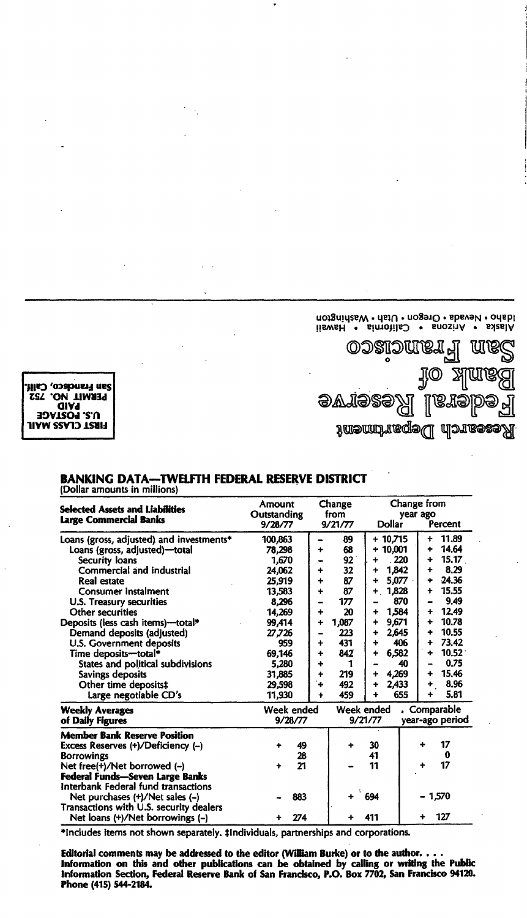Research Department
Federal Reserve
Bank of
San Francisco

Alaska • Arizona • California • Hawaii
Idaho • Nevada • Oregon • Utah • Washington

FIRST CLASS MAIL
U.S. POSTAGE
PAID
PERMIT NO. 752
San Francisco, Calif.

## BANKING DATA—TWELFTH FEDERAL RESERVE DISTRICT

(Dollar amounts in millions)

| Selected Assets and Liabilities Large Commercial Banks | Amount Outstanding 9/28/77 | Change from 9/21/77 | Change from year ago Dollar | Percent |
|---|---|---|---|---|
| Loans (gross, adjusted) and investments* | 100,863 | − 89 | + 10,715 | + 11.89 |
| Loans (gross, adjusted)—total | 78,298 | + 68 | + 10,001 | + 14.64 |
| Security loans | 1,670 | − 92 | + 220 | + 15.17 |
| Commercial and industrial | 24,062 | + 32 | + 1,842 | + 8.29 |
| Real estate | 25,919 | + 87 | + 5,077 | + 24.36 |
| Consumer instalment | 13,583 | + 87 | + 1,828 | + 15.55 |
| U.S. Treasury securities | 8,296 | − 177 | − 870 | − 9.49 |
| Other securities | 14,269 | + 20 | + 1,584 | + 12.49 |
| Deposits (less cash items)—total* | 99,414 | + 1,087 | + 9,671 | + 10.78 |
| Demand deposits (adjusted) | 27,726 | − 223 | + 2,645 | + 10.55 |
| U.S. Government deposits | 959 | + 431 | + 406 | + 73.42 |
| Time deposits—total* | 69,146 | + 842 | + 6,582 | + 10.52 |
| States and political subdivisions | 5,280 | + 1 | − 40 | − 0.75 |
| Savings deposits | 31,885 | + 219 | + 4,269 | + 15.46 |
| Other time deposits‡ | 29,598 | + 492 | + 2,433 | + 8.96 |
| Large negotiable CD's | 11,930 | + 459 | + 655 | + 5.81 |

| Weekly Averages of Daily Figures | Week ended 9/28/77 | Week ended 9/21/77 | Comparable year-ago period |
|---|---|---|---|
| **Member Bank Reserve Position** | | | |
| Excess Reserves (+)/Deficiency (−) | + 49 | + 30 | + 17 |
| Borrowings | 28 | 41 | 0 |
| Net free(+)/Net borrowed (−) | + 21 | − 11 | + 17 |
| **Federal Funds—Seven Large Banks** | | | |
| Interbank Federal fund transactions | | | |
| Net purchases (+)/Net sales (−) | − 883 | + 694 | − 1,570 |
| Transactions with U.S. security dealers | | | |
| Net loans (+)/Net borrowings (−) | + 274 | + 411 | + 127 |

*Includes items not shown separately. ‡Individuals, partnerships and corporations.

**Editorial comments may be addressed to the editor (William Burke) or to the author. . . . Information on this and other publications can be obtained by calling or writing the Public Information Section, Federal Reserve Bank of San Francisco, P.O. Box 7702, San Francisco 94120. Phone (415) 544-2184.**